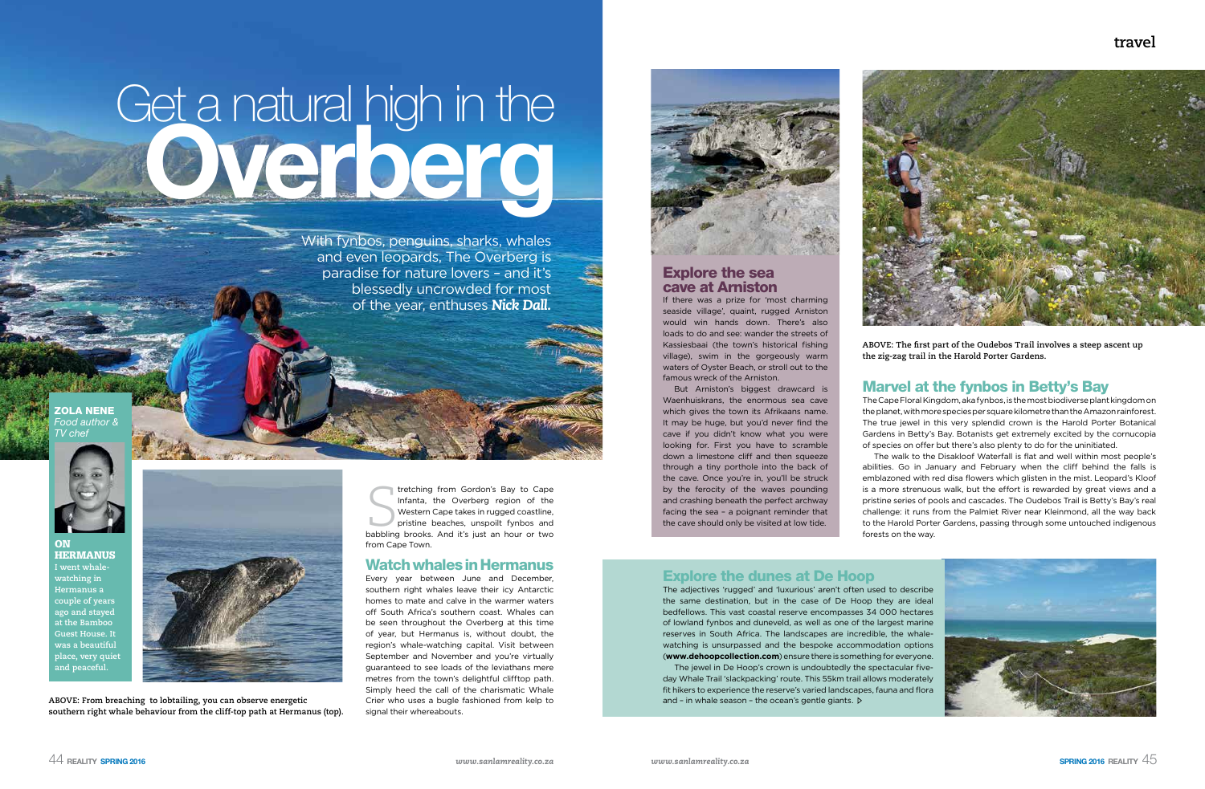# Get a natural high in the Overberg

With fynbos, penguins, sharks, whales and even leopards, The Overberg is paradise for nature lovers – and it's blessedly uncrowded for most of the year, enthuses ***Nick Dall.***

**ZOLA NENE**
*Food author & TV chef*

**ON HERMANUS**
**I went whale-watching in Hermanus a couple of years ago and stayed at the Bamboo Guest House. It was a beautiful place, very quiet and peaceful.**

**ABOVE: From breaching to lobtailing, you can observe energetic southern right whale behaviour from the cliff-top path at Hermanus (top).**

Stretching from Gordon's Bay to Cape Infanta, the Overberg region of the Western Cape takes in rugged coastline, pristine beaches, unspoilt fynbos and babbling brooks. And it's just an hour or two from Cape Town.

## Watch whales in Hermanus

Every year between June and December, southern right whales leave their icy Antarctic homes to mate and calve in the warmer waters off South Africa's southern coast. Whales can be seen throughout the Overberg at this time of year, but Hermanus is, without doubt, the region's whale-watching capital. Visit between September and November and you're virtually guaranteed to see loads of the leviathans mere metres from the town's delightful clifftop path. Simply heed the call of the charismatic Whale Crier who uses a bugle fashioned from kelp to signal their whereabouts.

## Explore the sea cave at Arniston

If there was a prize for 'most charming seaside village', quaint, rugged Arniston would win hands down. There's also loads to do and see: wander the streets of Kassiesbaai (the town's historical fishing village), swim in the gorgeously warm waters of Oyster Beach, or stroll out to the famous wreck of the Arniston.

But Arniston's biggest drawcard is Waenhuiskrans, the enormous sea cave which gives the town its Afrikaans name. It may be huge, but you'd never find the cave if you didn't know what you were looking for. First you have to scramble down a limestone cliff and then squeeze through a tiny porthole into the back of the cave. Once you're in, you'll be struck by the ferocity of the waves pounding and crashing beneath the perfect archway facing the sea – a poignant reminder that the cave should only be visited at low tide.

**ABOVE: The first part of the Oudebos Trail involves a steep ascent up the zig-zag trail in the Harold Porter Gardens.**

## Marvel at the fynbos in Betty's Bay

The Cape Floral Kingdom, aka fynbos, is the most biodiverse plant kingdom on the planet, with more species per square kilometre than the Amazon rainforest. The true jewel in this very splendid crown is the Harold Porter Botanical Gardens in Betty's Bay. Botanists get extremely excited by the cornucopia of species on offer but there's also plenty to do for the uninitiated.

The walk to the Disakloof Waterfall is flat and well within most people's abilities. Go in January and February when the cliff behind the falls is emblazoned with red disa flowers which glisten in the mist. Leopard's Kloof is a more strenuous walk, but the effort is rewarded by great views and a pristine series of pools and cascades. The Oudebos Trail is Betty's Bay's real challenge: it runs from the Palmiet River near Kleinmond, all the way back to the Harold Porter Gardens, passing through some untouched indigenous forests on the way.

## Explore the dunes at De Hoop

The adjectives 'rugged' and 'luxurious' aren't often used to describe the same destination, but in the case of De Hoop they are ideal bedfellows. This vast coastal reserve encompasses 34 000 hectares of lowland fynbos and duneveld, as well as one of the largest marine reserves in South Africa. The landscapes are incredible, the whale-watching is unsurpassed and the bespoke accommodation options (**www.dehoopcollection.com**) ensure there is something for everyone.

The jewel in De Hoop's crown is undoubtedly the spectacular five-day Whale Trail 'slackpacking' route. This 55km trail allows moderately fit hikers to experience the reserve's varied landscapes, fauna and flora and – in whale season – the ocean's gentle giants. ▷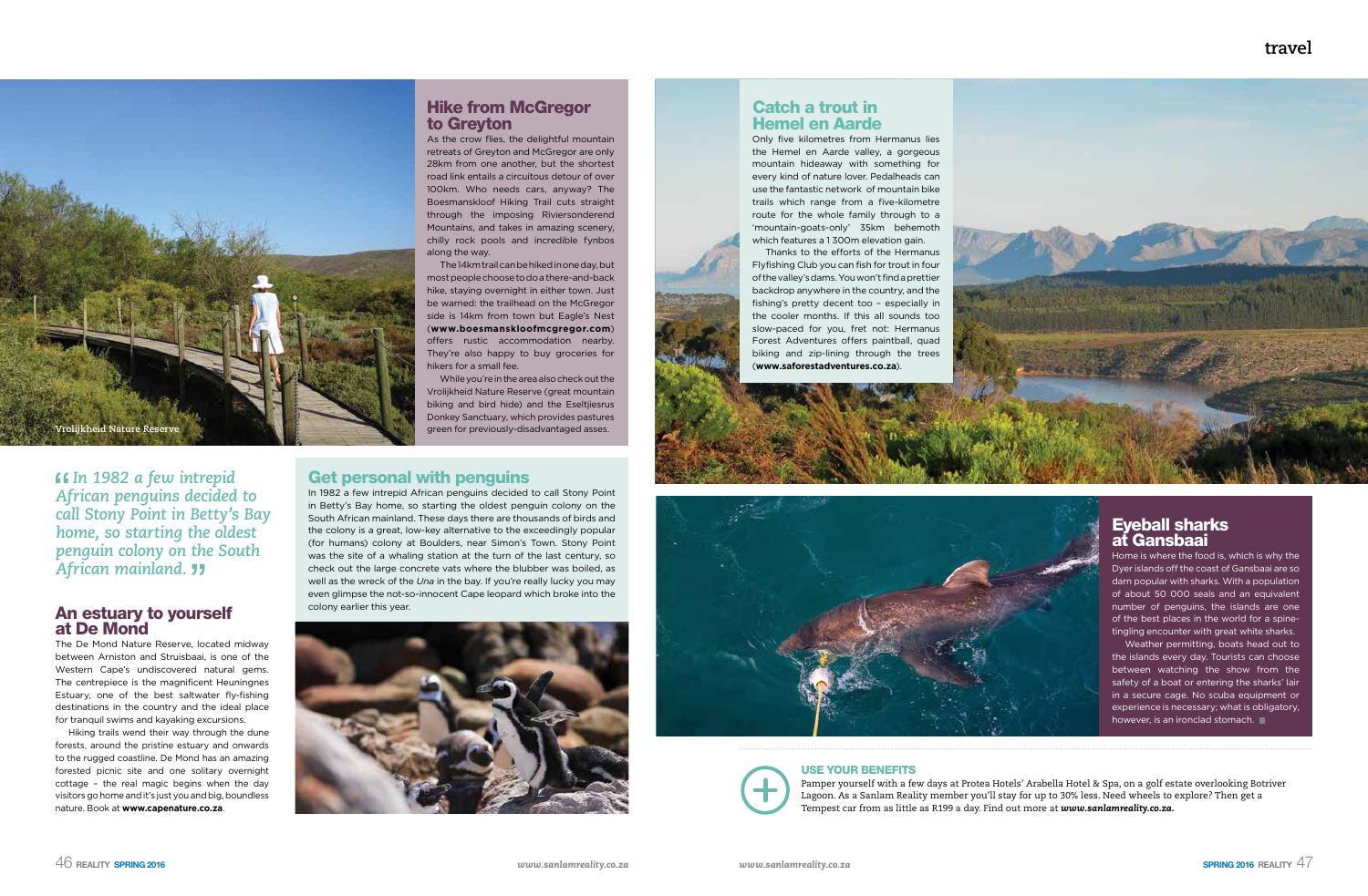## Hike from McGregor to Greyton

As the crow flies, the delightful mountain retreats of Greyton and McGregor are only 28km from one another, but the shortest road link entails a circuitous detour of over 100km. Who needs cars, anyway? The Boesmanskloof Hiking Trail cuts straight through the imposing Riviersonderend Mountains, and takes in amazing scenery, chilly rock pools and incredible fynbos along the way.

The 14km trail can be hiked in one day, but most people choose to do a there-and-back hike, staying overnight in either town. Just be warned: the trailhead on the McGregor side is 14km from town but Eagle's Nest (**www.boesmanskloofmcgregor.com**) offers rustic accommodation nearby. They're also happy to buy groceries for hikers for a small fee.

While you're in the area also check out the Vrolijkheid Nature Reserve (great mountain biking and bird hide) and the Eseltjiesrus Donkey Sanctuary, which provides pastures green for previously-disadvantaged asses.

Vrolijkheid Nature Reserve

> *“In 1982 a few intrepid African penguins decided to call Stony Point in Betty's Bay home, so starting the oldest penguin colony on the South African mainland.”*

## An estuary to yourself at De Mond

The De Mond Nature Reserve, located midway between Arniston and Struisbaai, is one of the Western Cape's undiscovered natural gems. The centrepiece is the magnificent Heuningnes Estuary, one of the best saltwater fly-fishing destinations in the country and the ideal place for tranquil swims and kayaking excursions.

Hiking trails wend their way through the dune forests, around the pristine estuary and onwards to the rugged coastline. De Mond has an amazing forested picnic site and one solitary overnight cottage – the real magic begins when the day visitors go home and it's just you and big, boundless nature. Book at **www.capenature.co.za**.

## Get personal with penguins

In 1982 a few intrepid African penguins decided to call Stony Point in Betty's Bay home, so starting the oldest penguin colony on the South African mainland. These days there are thousands of birds and the colony is a great, low-key alternative to the exceedingly popular (for humans) colony at Boulders, near Simon's Town. Stony Point was the site of a whaling station at the turn of the last century, so check out the large concrete vats where the blubber was boiled, as well as the wreck of the *Una* in the bay. If you're really lucky you may even glimpse the not-so-innocent Cape leopard which broke into the colony earlier this year.

## Catch a trout in Hemel en Aarde

Only five kilometres from Hermanus lies the Hemel en Aarde valley, a gorgeous mountain hideaway with something for every kind of nature lover. Pedalheads can use the fantastic network of mountain bike trails which range from a five-kilometre route for the whole family through to a 'mountain-goats-only' 35km behemoth which features a 1 300m elevation gain.

Thanks to the efforts of the Hermanus Flyfishing Club you can fish for trout in four of the valley's dams. You won't find a prettier backdrop anywhere in the country, and the fishing's pretty decent too – especially in the cooler months. If this all sounds too slow-paced for you, fret not: Hermanus Forest Adventures offers paintball, quad biking and zip-lining through the trees (**www.saforestadventures.co.za**).

## Eyeball sharks at Gansbaai

Home is where the food is, which is why the Dyer islands off the coast of Gansbaai are so darn popular with sharks. With a population of about 50 000 seals and an equivalent number of penguins, the islands are one of the best places in the world for a spine-tingling encounter with great white sharks.

Weather permitting, boats head out to the islands every day. Tourists can choose between watching the show from the safety of a boat or entering the sharks' lair in a secure cage. No scuba equipment or experience is necessary; what is obligatory, however, is an ironclad stomach.

### USE YOUR BENEFITS

Pamper yourself with a few days at Protea Hotels' Arabella Hotel & Spa, on a golf estate overlooking Botriver Lagoon. As a Sanlam Reality member you'll stay for up to 30% less. Need wheels to explore? Then get a Tempest car from as little as R199 a day. Find out more at ***www.sanlamreality.co.za.***